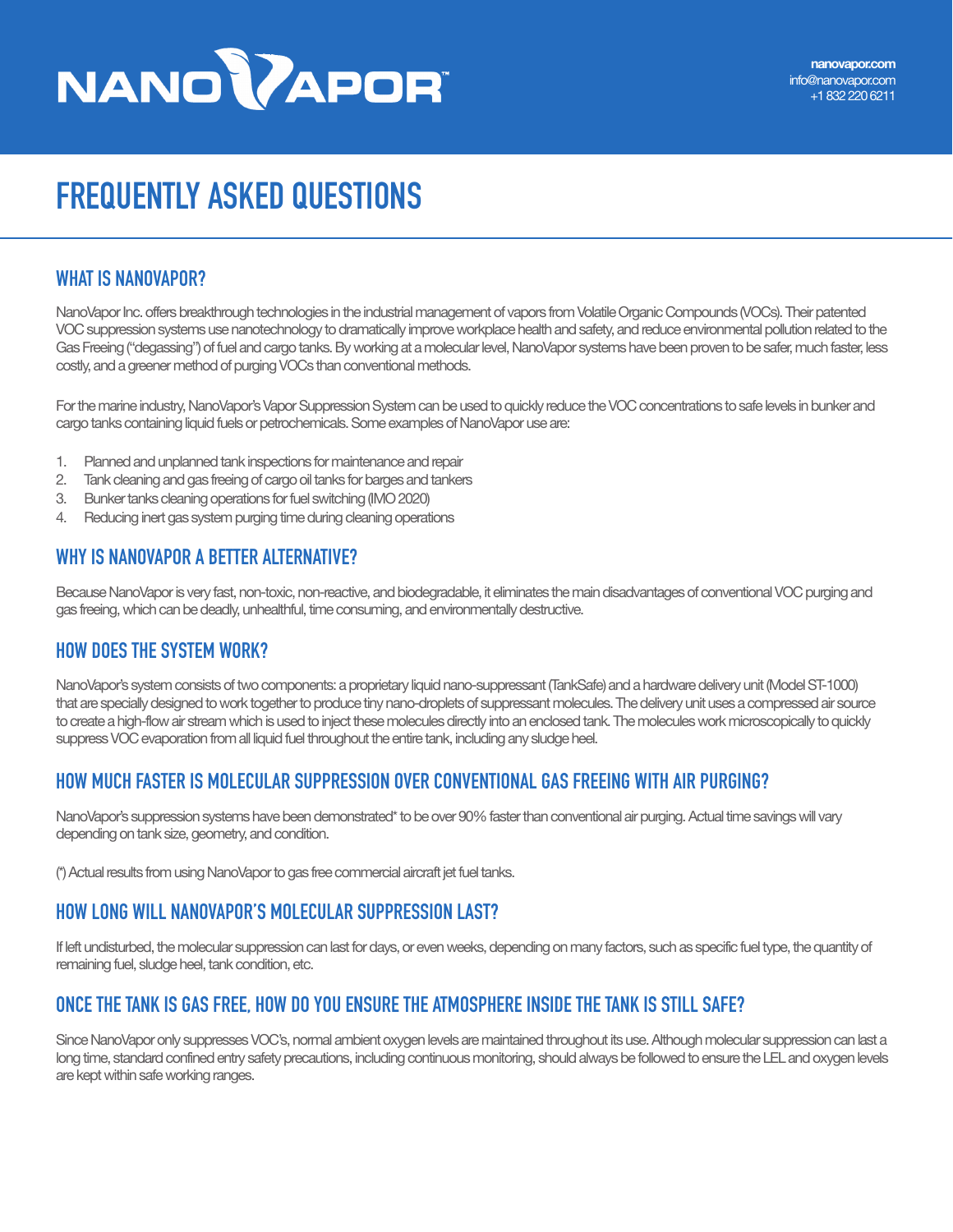NANOVAPOR™

nanovapor.com
info@nanovapor.com
+1 832 220 6211

# FREQUENTLY ASKED QUESTIONS

## WHAT IS NANOVAPOR?

NanoVapor Inc. offers breakthrough technologies in the industrial management of vapors from Volatile Organic Compounds (VOCs). Their patented VOC suppression systems use nanotechnology to dramatically improve workplace health and safety, and reduce environmental pollution related to the Gas Freeing ("degassing") of fuel and cargo tanks. By working at a molecular level, NanoVapor systems have been proven to be safer, much faster, less costly, and a greener method of purging VOCs than conventional methods.

For the marine industry, NanoVapor's Vapor Suppression System can be used to quickly reduce the VOC concentrations to safe levels in bunker and cargo tanks containing liquid fuels or petrochemicals. Some examples of NanoVapor use are:

1. Planned and unplanned tank inspections for maintenance and repair
2. Tank cleaning and gas freeing of cargo oil tanks for barges and tankers
3. Bunker tanks cleaning operations for fuel switching (IMO 2020)
4. Reducing inert gas system purging time during cleaning operations

## WHY IS NANOVAPOR A BETTER ALTERNATIVE?

Because NanoVapor is very fast, non-toxic, non-reactive, and biodegradable, it eliminates the main disadvantages of conventional VOC purging and gas freeing, which can be deadly, unhealthful, time consuming, and environmentally destructive.

## HOW DOES THE SYSTEM WORK?

NanoVapor's system consists of two components: a proprietary liquid nano-suppressant (TankSafe) and a hardware delivery unit (Model ST-1000) that are specially designed to work together to produce tiny nano-droplets of suppressant molecules. The delivery unit uses a compressed air source to create a high-flow air stream which is used to inject these molecules directly into an enclosed tank. The molecules work microscopically to quickly suppress VOC evaporation from all liquid fuel throughout the entire tank, including any sludge heel.

## HOW MUCH FASTER IS MOLECULAR SUPPRESSION OVER CONVENTIONAL GAS FREEING WITH AIR PURGING?

NanoVapor's suppression systems have been demonstrated* to be over 90% faster than conventional air purging. Actual time savings will vary depending on tank size, geometry, and condition.

(*) Actual results from using NanoVapor to gas free commercial aircraft jet fuel tanks.

## HOW LONG WILL NANOVAPOR'S MOLECULAR SUPPRESSION LAST?

If left undisturbed, the molecular suppression can last for days, or even weeks, depending on many factors, such as specific fuel type, the quantity of remaining fuel, sludge heel, tank condition, etc.

## ONCE THE TANK IS GAS FREE, HOW DO YOU ENSURE THE ATMOSPHERE INSIDE THE TANK IS STILL SAFE?

Since NanoVapor only suppresses VOC's, normal ambient oxygen levels are maintained throughout its use. Although molecular suppression can last a long time, standard confined entry safety precautions, including continuous monitoring, should always be followed to ensure the LEL and oxygen levels are kept within safe working ranges.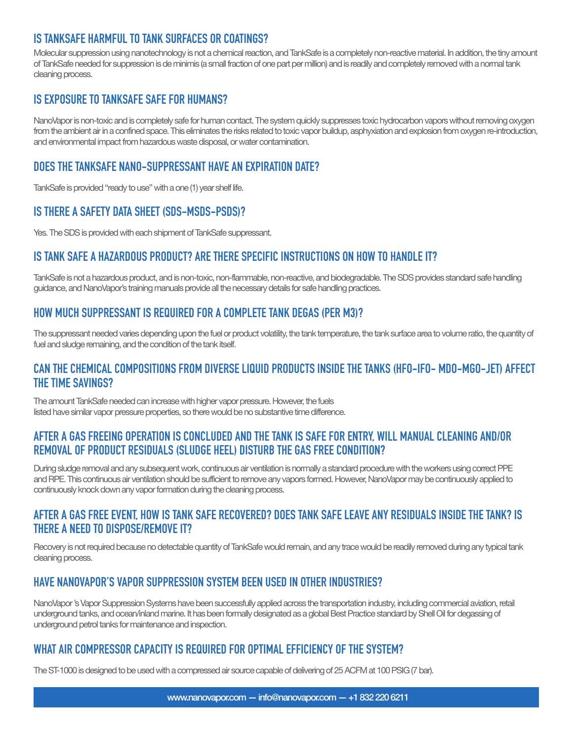## IS TANKSAFE HARMFUL TO TANK SURFACES OR COATINGS?

Molecular suppression using nanotechnology is not a chemical reaction, and TankSafe is a completely non-reactive material. In addition, the tiny amount of TankSafe needed for suppression is de minimis (a small fraction of one part per million) and is readily and completely removed with a normal tank cleaning process.

## IS EXPOSURE TO TANKSAFE SAFE FOR HUMANS?

NanoVapor is non-toxic and is completely safe for human contact. The system quickly suppresses toxic hydrocarbon vapors without removing oxygen from the ambient air in a confined space. This eliminates the risks related to toxic vapor buildup, asphyxiation and explosion from oxygen re-introduction, and environmental impact from hazardous waste disposal, or water contamination.

## DOES THE TANKSAFE NANO-SUPPRESSANT HAVE AN EXPIRATION DATE?

TankSafe is provided "ready to use" with a one (1) year shelf life.

## IS THERE A SAFETY DATA SHEET (SDS-MSDS-PSDS)?

Yes. The SDS is provided with each shipment of TankSafe suppressant.

## IS TANK SAFE A HAZARDOUS PRODUCT? ARE THERE SPECIFIC INSTRUCTIONS ON HOW TO HANDLE IT?

TankSafe is not a hazardous product, and is non-toxic, non-flammable, non-reactive, and biodegradable. The SDS provides standard safe handling guidance, and NanoVapor's training manuals provide all the necessary details for safe handling practices.

## HOW MUCH SUPPRESSANT IS REQUIRED FOR A COMPLETE TANK DEGAS (PER M3)?

The suppressant needed varies depending upon the fuel or product volatility, the tank temperature, the tank surface area to volume ratio, the quantity of fuel and sludge remaining, and the condition of the tank itself.

## CAN THE CHEMICAL COMPOSITIONS FROM DIVERSE LIQUID PRODUCTS INSIDE THE TANKS (HFO-IFO- MDO-MGO-JET) AFFECT THE TIME SAVINGS?

The amount TankSafe needed can increase with higher vapor pressure. However, the fuels listed have similar vapor pressure properties, so there would be no substantive time difference.

## AFTER A GAS FREEING OPERATION IS CONCLUDED AND THE TANK IS SAFE FOR ENTRY, WILL MANUAL CLEANING AND/OR REMOVAL OF PRODUCT RESIDUALS (SLUDGE HEEL) DISTURB THE GAS FREE CONDITION?

During sludge removal and any subsequent work, continuous air ventilation is normally a standard procedure with the workers using correct PPE and RPE. This continuous air ventilation should be sufficient to remove any vapors formed. However, NanoVapor may be continuously applied to continuously knock down any vapor formation during the cleaning process.

## AFTER A GAS FREE EVENT, HOW IS TANK SAFE RECOVERED? DOES TANK SAFE LEAVE ANY RESIDUALS INSIDE THE TANK? IS THERE A NEED TO DISPOSE/REMOVE IT?

Recovery is not required because no detectable quantity of TankSafe would remain, and any trace would be readily removed during any typical tank cleaning process.

## HAVE NANOVAPOR'S VAPOR SUPPRESSION SYSTEM BEEN USED IN OTHER INDUSTRIES?

NanoVapor 's Vapor Suppression Systems have been successfully applied across the transportation industry, including commercial aviation, retail underground tanks, and ocean/inland marine. It has been formally designated as a global Best Practice standard by Shell Oil for degassing of underground petrol tanks for maintenance and inspection.

## WHAT AIR COMPRESSOR CAPACITY IS REQUIRED FOR OPTIMAL EFFICIENCY OF THE SYSTEM?

The ST-1000 is designed to be used with a compressed air source capable of delivering of 25 ACFM at 100 PSIG (7 bar).

www.nanovapor.com — info@nanovapor.com — +1 832 220 6211